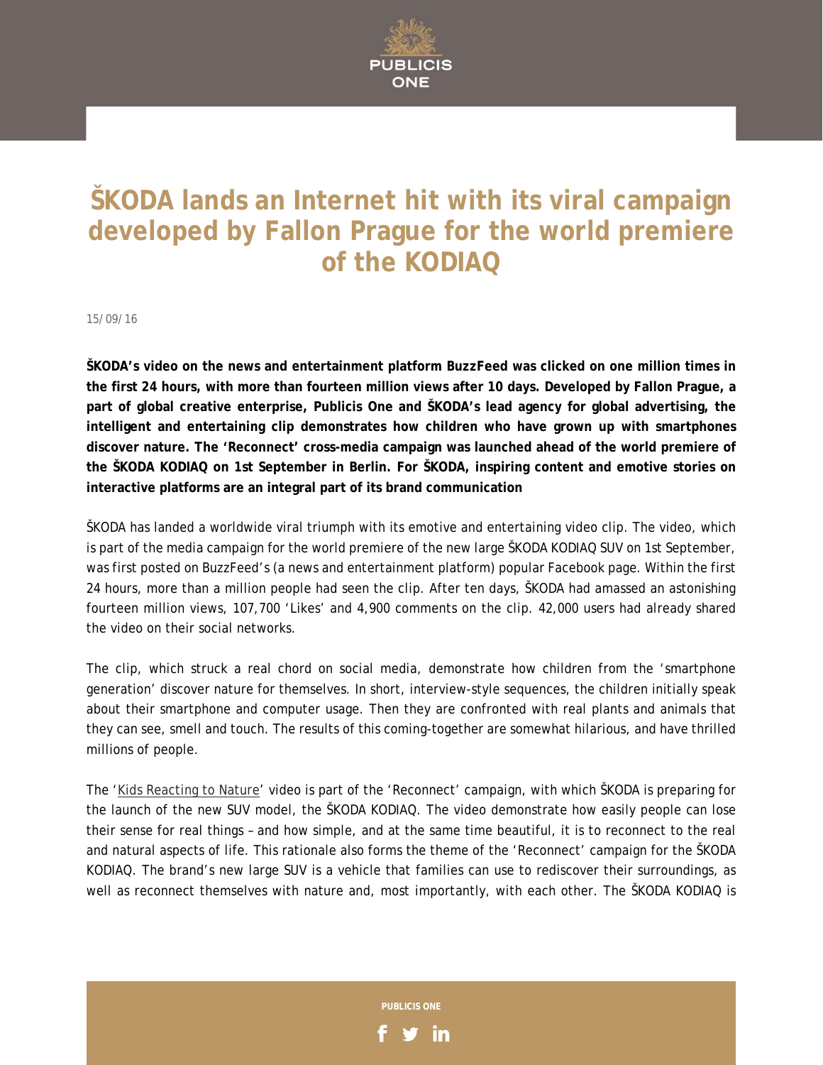# ŠKODA lands an Internet hit with its viral campaign developed by Fallon Prague for the world premiere of the KODIAQ

15/09/16

**ŠKODA's video on the news and entertainment platform BuzzFeed was clicked on one million times in the first 24 hours, with more than fourteen million views after 10 days. Developed by Fallon Prague, a part of global creative enterprise, Publicis One and ŠKODA's lead agency for global advertising, the intelligent and entertaining clip demonstrates how children who have grown up with smartphones discover nature. The 'Reconnect' cross-media campaign was launched ahead of the world premiere of the ŠKODA KODIAQ on 1st September in Berlin. For ŠKODA, inspiring content and emotive stories on interactive platforms are an integral part of its brand communication**

ŠKODA has landed a worldwide viral triumph with its emotive and entertaining video clip. The video, which is part of the media campaign for the world premiere of the new large ŠKODA KODIAQ SUV on 1st September, was first posted on BuzzFeed's (a news and entertainment platform) popular Facebook page. Within the first 24 hours, more than a million people had seen the clip. After ten days, ŠKODA had amassed an astonishing fourteen million views, 107,700 'Likes' and 4,900 comments on the clip. 42,000 users had already shared the video on their social networks.

The clip, which struck a real chord on social media, demonstrate how children from the 'smartphone generation' discover nature for themselves. In short, interview-style sequences, the children initially speak about their smartphone and computer usage. Then they are confronted with real plants and animals that they can see, smell and touch. The results of this coming-together are somewhat hilarious, and have thrilled millions of people.

The 'Kids Reacting to Nature' video is part of the 'Reconnect' campaign, with which ŠKODA is preparing for the launch of the new SUV model, the ŠKODA KODIAQ. The video demonstrate how easily people can lose their sense for real things – and how simple, and at the same time beautiful, it is to reconnect to the real and natural aspects of life. This rationale also forms the theme of the 'Reconnect' campaign for the ŠKODA KODIAQ. The brand's new large SUV is a vehicle that families can use to rediscover their surroundings, as well as reconnect themselves with nature and, most importantly, with each other. The ŠKODA KODIAQ is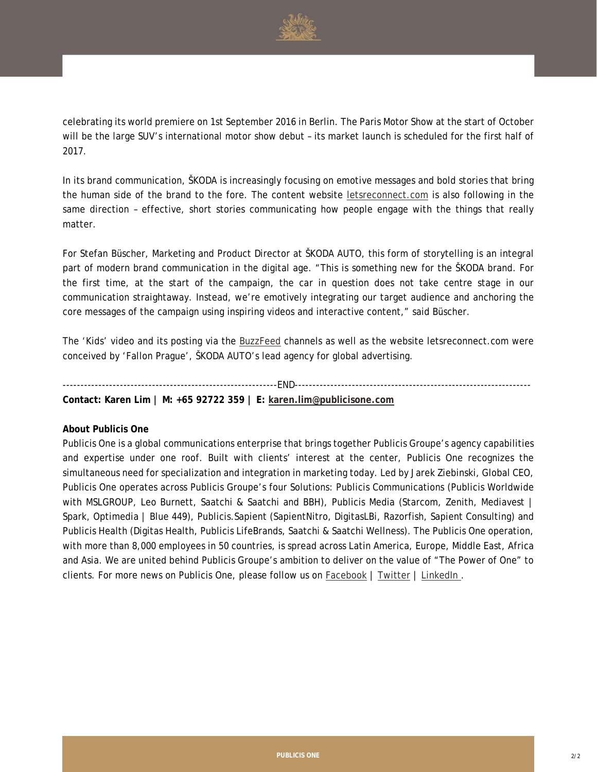celebrating its world premiere on 1st September 2016 in Berlin. The Paris Motor Show at the start of October will be the large SUV's international motor show debut – its market launch is scheduled for the first half of 2017.

In its brand communication, ŠKODA is increasingly focusing on emotive messages and bold stories that bring the human side of the brand to the fore. The content website letsreconnect.com is also following in the same direction – effective, short stories communicating how people engage with the things that really matter.

For Stefan Büscher, Marketing and Product Director at ŠKODA AUTO, this form of storytelling is an integral part of modern brand communication in the digital age. "This is something new for the ŠKODA brand. For the first time, at the start of the campaign, the car in question does not take centre stage in our communication straightaway. Instead, we're emotively integrating our target audience and anchoring the core messages of the campaign using inspiring videos and interactive content," said Büscher.

The 'Kids' video and its posting via the BuzzFeed channels as well as the website letsreconnect.com were conceived by 'Fallon Prague', ŠKODA AUTO's lead agency for global advertising.

------------------------------------------------------------END------------------------------------------------------------

**Contact: Karen Lim | M: +65 92722 359 | E: karen.lim@publicisone.com**

**About Publicis One**

Publicis One is a global communications enterprise that brings together Publicis Groupe's agency capabilities and expertise under one roof. Built with clients' interest at the center, Publicis One recognizes the simultaneous need for specialization and integration in marketing today. Led by Jarek Ziebinski, Global CEO, Publicis One operates across Publicis Groupe's four Solutions: Publicis Communications (Publicis Worldwide with MSLGROUP, Leo Burnett, Saatchi & Saatchi and BBH), Publicis Media (Starcom, Zenith, Mediavest | Spark, Optimedia | Blue 449), Publicis.Sapient (SapientNitro, DigitasLBi, Razorfish, Sapient Consulting) and Publicis Health (Digitas Health, Publicis LifeBrands, Saatchi & Saatchi Wellness). The Publicis One operation, with more than 8,000 employees in 50 countries, is spread across Latin America, Europe, Middle East, Africa and Asia. We are united behind Publicis Groupe's ambition to deliver on the value of "The Power of One" to clients. For more news on Publicis One, please follow us on Facebook | Twitter | LinkedIn .